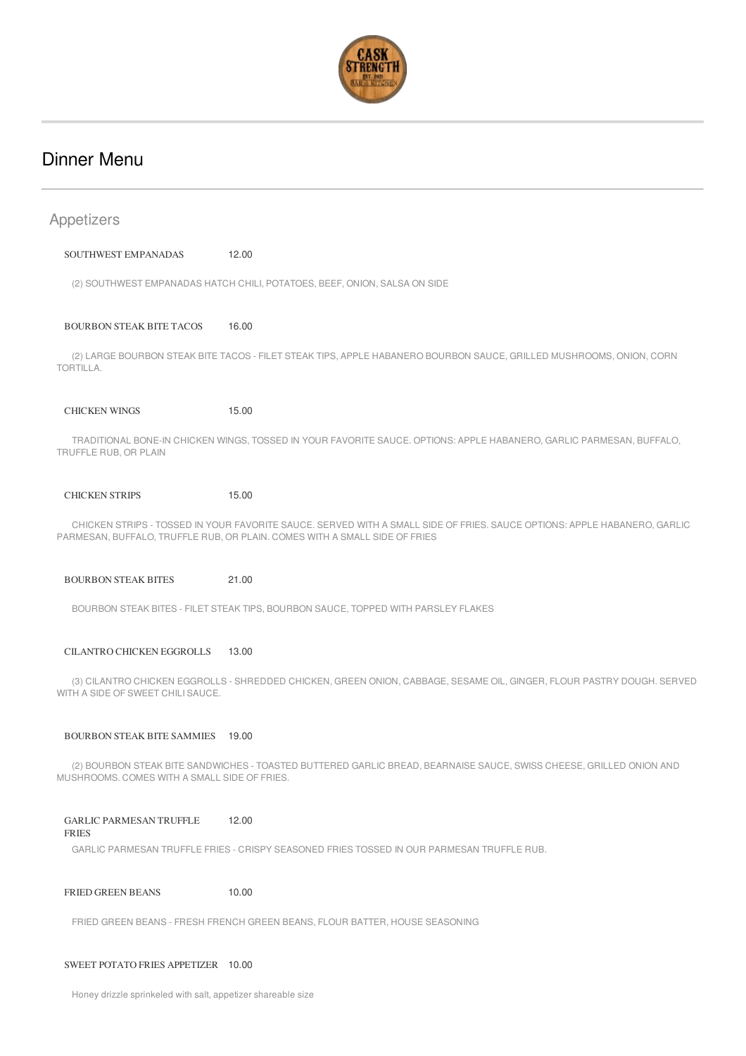# Dinner Menu

## Appetizers

**SOUTHWEST EMPANADAS** 12.00

(2) SOUTHWEST EMPANADAS HATCH CHILI, POTATOES, BEEF, ONION, SALSA ON SIDE

**BOURBON STEAK BITE TACOS** 16.00

(2) LARGE BOURBON STEAK BITE TACOS - FILET STEAK TIPS, APPLE HABANERO BOURBON SAUCE, GRILLED MUSHROOMS, ONION, CORN TORTILLA.

**CHICKEN WINGS** 15.00

TRADITIONAL BONE-IN CHICKEN WINGS, TOSSED IN YOUR FAVORITE SAUCE. OPTIONS: APPLE HABANERO, GARLIC PARMESAN, BUFFALO, TRUFFLE RUB, OR PLAIN

**CHICKEN STRIPS** 15.00

CHICKEN STRIPS - TOSSED IN YOUR FAVORITE SAUCE. SERVED WITH A SMALL SIDE OF FRIES. SAUCE OPTIONS: APPLE HABANERO, GARLIC PARMESAN, BUFFALO, TRUFFLE RUB, OR PLAIN. COMES WITH A SMALL SIDE OF FRIES

**BOURBON STEAK BITES** 21.00

BOURBON STEAK BITES - FILET STEAK TIPS, BOURBON SAUCE, TOPPED WITH PARSLEY FLAKES

**CILANTRO CHICKEN EGGROLLS** 13.00

(3) CILANTRO CHICKEN EGGROLLS - SHREDDED CHICKEN, GREEN ONION, CABBAGE, SESAME OIL, GINGER, FLOUR PASTRY DOUGH. SERVED WITH A SIDE OF SWEET CHILI SAUCE.

**BOURBON STEAK BITE SAMMIES** 19.00

(2) BOURBON STEAK BITE SANDWICHES - TOASTED BUTTERED GARLIC BREAD, BEARNAISE SAUCE, SWISS CHEESE, GRILLED ONION AND MUSHROOMS. COMES WITH A SMALL SIDE OF FRIES.

**GARLIC PARMESAN TRUFFLE FRIES** 12.00

GARLIC PARMESAN TRUFFLE FRIES - CRISPY SEASONED FRIES TOSSED IN OUR PARMESAN TRUFFLE RUB.

**FRIED GREEN BEANS** 10.00

FRIED GREEN BEANS - FRESH FRENCH GREEN BEANS, FLOUR BATTER, HOUSE SEASONING

**SWEET POTATO FRIES APPETIZER** 10.00

Honey drizzle sprinkeled with salt, appetizer shareable size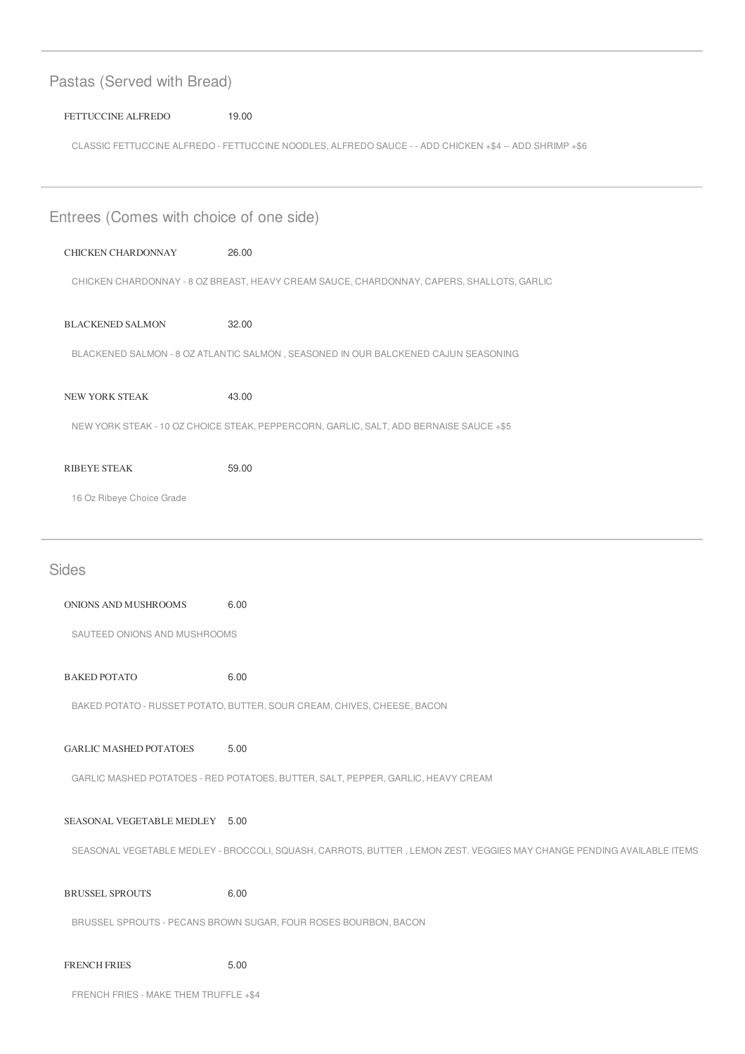## Pastas (Served with Bread)

FETTUCCINE ALFREDO 19.00

CLASSIC FETTUCCINE ALFREDO - FETTUCCINE NOODLES, ALFREDO SAUCE - - ADD CHICKEN +$4 -- ADD SHRIMP +$6

## Entrees (Comes with choice of one side)

CHICKEN CHARDONNAY 26.00

CHICKEN CHARDONNAY - 8 OZ BREAST, HEAVY CREAM SAUCE, CHARDONNAY, CAPERS, SHALLOTS, GARLIC

BLACKENED SALMON 32.00

BLACKENED SALMON - 8 OZ ATLANTIC SALMON , SEASONED IN OUR BALCKENED CAJUN SEASONING

NEW YORK STEAK 43.00

NEW YORK STEAK - 10 OZ CHOICE STEAK, PEPPERCORN, GARLIC, SALT, ADD BERNAISE SAUCE +$5

RIBEYE STEAK 59.00

16 Oz Ribeye Choice Grade

## Sides

ONIONS AND MUSHROOMS 6.00

SAUTEED ONIONS AND MUSHROOMS

BAKED POTATO 6.00

BAKED POTATO - RUSSET POTATO, BUTTER, SOUR CREAM, CHIVES, CHEESE, BACON

GARLIC MASHED POTATOES 5.00

GARLIC MASHED POTATOES - RED POTATOES, BUTTER, SALT, PEPPER, GARLIC, HEAVY CREAM

SEASONAL VEGETABLE MEDLEY 5.00

SEASONAL VEGETABLE MEDLEY - BROCCOLI, SQUASH, CARROTS, BUTTER , LEMON ZEST. VEGGIES MAY CHANGE PENDING AVAILABLE ITEMS

BRUSSEL SPROUTS 6.00

BRUSSEL SPROUTS - PECANS BROWN SUGAR, FOUR ROSES BOURBON, BACON

FRENCH FRIES 5.00

FRENCH FRIES - MAKE THEM TRUFFLE +$4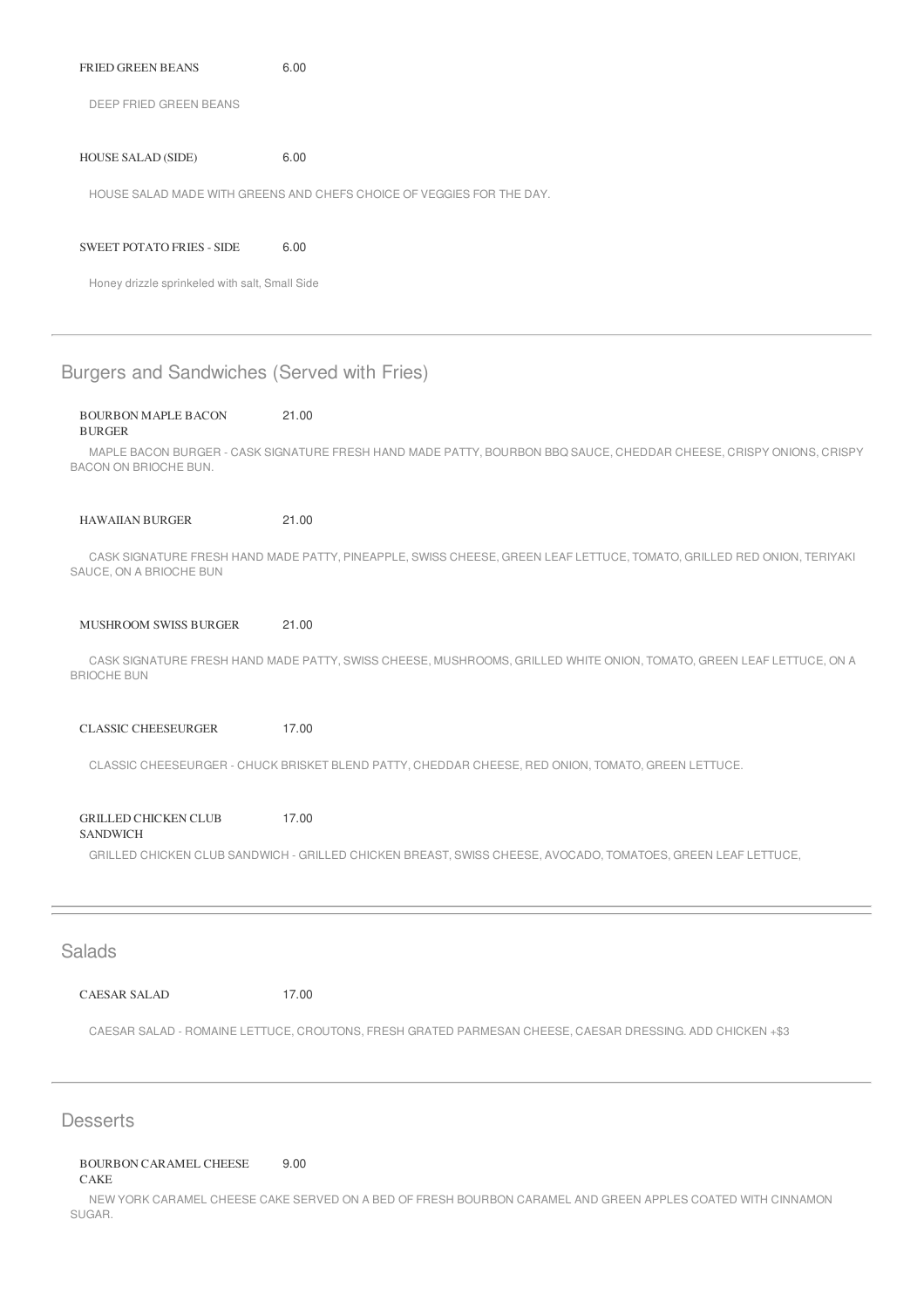FRIED GREEN BEANS 6.00

DEEP FRIED GREEN BEANS

HOUSE SALAD (SIDE) 6.00

HOUSE SALAD MADE WITH GREENS AND CHEFS CHOICE OF VEGGIES FOR THE DAY.

SWEET POTATO FRIES - SIDE 6.00

Honey drizzle sprinkeled with salt, Small Side

## Burgers and Sandwiches (Served with Fries)

BOURBON MAPLE BACON BURGER 21.00

MAPLE BACON BURGER - CASK SIGNATURE FRESH HAND MADE PATTY, BOURBON BBQ SAUCE, CHEDDAR CHEESE, CRISPY ONIONS, CRISPY BACON ON BRIOCHE BUN.

HAWAIIAN BURGER 21.00

CASK SIGNATURE FRESH HAND MADE PATTY, PINEAPPLE, SWISS CHEESE, GREEN LEAF LETTUCE, TOMATO, GRILLED RED ONION, TERIYAKI SAUCE, ON A BRIOCHE BUN

MUSHROOM SWISS BURGER 21.00

CASK SIGNATURE FRESH HAND MADE PATTY, SWISS CHEESE, MUSHROOMS, GRILLED WHITE ONION, TOMATO, GREEN LEAF LETTUCE, ON A BRIOCHE BUN

CLASSIC CHEESEURGER 17.00

CLASSIC CHEESEURGER - CHUCK BRISKET BLEND PATTY, CHEDDAR CHEESE, RED ONION, TOMATO, GREEN LETTUCE.

GRILLED CHICKEN CLUB SANDWICH 17.00

GRILLED CHICKEN CLUB SANDWICH - GRILLED CHICKEN BREAST, SWISS CHEESE, AVOCADO, TOMATOES, GREEN LEAF LETTUCE,

## Salads

CAESAR SALAD 17.00

CAESAR SALAD - ROMAINE LETTUCE, CROUTONS, FRESH GRATED PARMESAN CHEESE, CAESAR DRESSING. ADD CHICKEN +$3

## Desserts

BOURBON CARAMEL CHEESE CAKE 9.00

NEW YORK CARAMEL CHEESE CAKE SERVED ON A BED OF FRESH BOURBON CARAMEL AND GREEN APPLES COATED WITH CINNAMON SUGAR.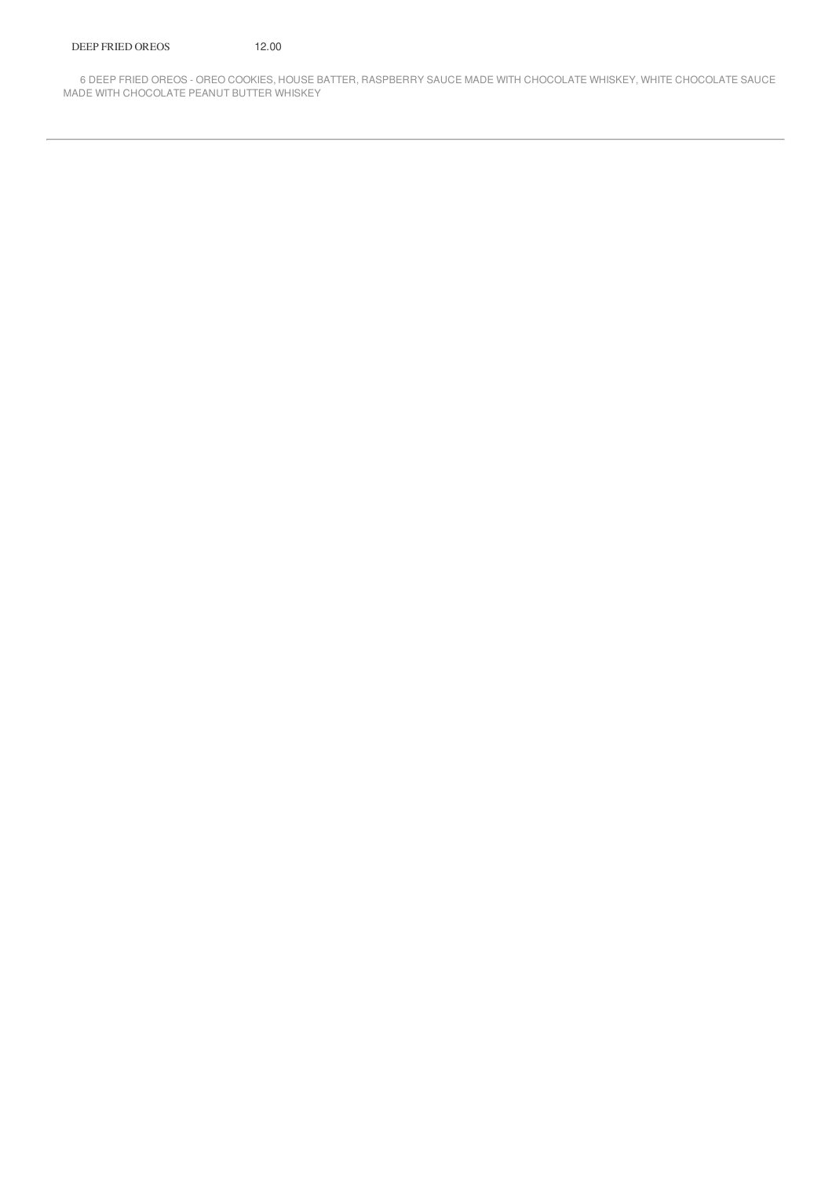DEEP FRIED OREOS 12.00

6 DEEP FRIED OREOS - OREO COOKIES, HOUSE BATTER, RASPBERRY SAUCE MADE WITH CHOCOLATE WHISKEY, WHITE CHOCOLATE SAUCE MADE WITH CHOCOLATE PEANUT BUTTER WHISKEY

---